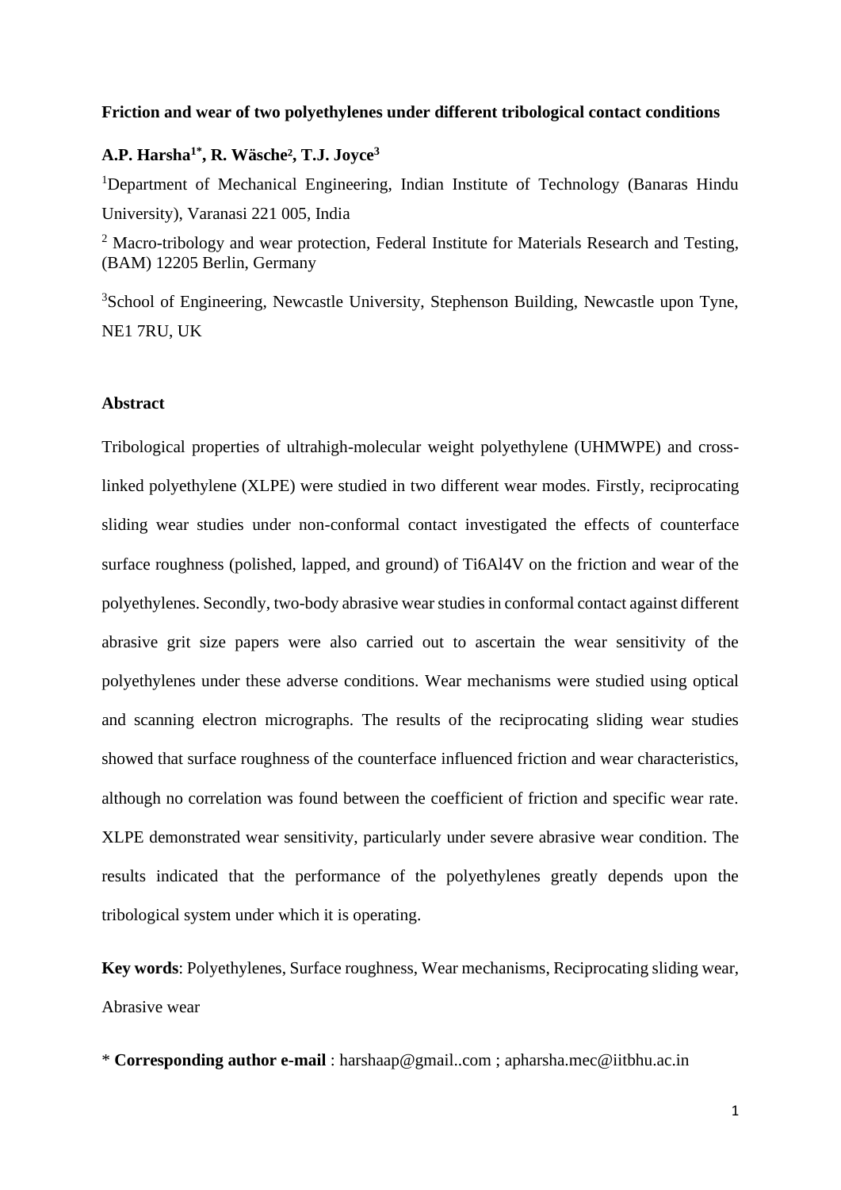**Friction and wear of two polyethylenes under different tribological contact conditions**

**A.P. Harsha[1*], R. Wäsche[2], T.J. Joyce[3]**

[1]Department of Mechanical Engineering, Indian Institute of Technology (Banaras Hindu University), Varanasi 221 005, India

[2] Macro-tribology and wear protection, Federal Institute for Materials Research and Testing, (BAM) 12205 Berlin, Germany

[3]School of Engineering, Newcastle University, Stephenson Building, Newcastle upon Tyne, NE1 7RU, UK

## Abstract

Tribological properties of ultrahigh-molecular weight polyethylene (UHMWPE) and cross-linked polyethylene (XLPE) were studied in two different wear modes. Firstly, reciprocating sliding wear studies under non-conformal contact investigated the effects of counterface surface roughness (polished, lapped, and ground) of Ti6Al4V on the friction and wear of the polyethylenes. Secondly, two-body abrasive wear studies in conformal contact against different abrasive grit size papers were also carried out to ascertain the wear sensitivity of the polyethylenes under these adverse conditions. Wear mechanisms were studied using optical and scanning electron micrographs. The results of the reciprocating sliding wear studies showed that surface roughness of the counterface influenced friction and wear characteristics, although no correlation was found between the coefficient of friction and specific wear rate. XLPE demonstrated wear sensitivity, particularly under severe abrasive wear condition. The results indicated that the performance of the polyethylenes greatly depends upon the tribological system under which it is operating.

**Key words**: Polyethylenes, Surface roughness, Wear mechanisms, Reciprocating sliding wear, Abrasive wear

* **Corresponding author e-mail** : harshaap@gmail..com ; apharsha.mec@iitbhu.ac.in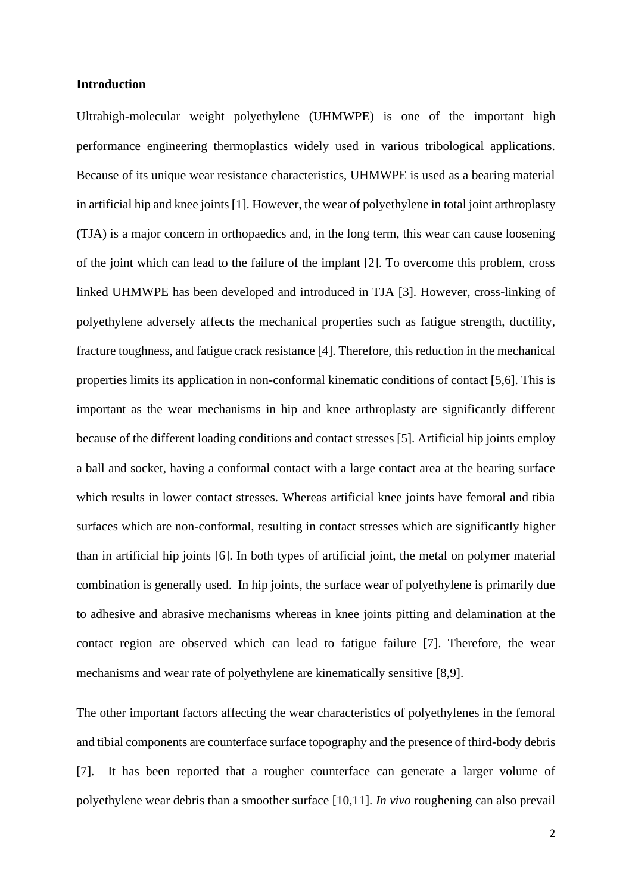## Introduction

Ultrahigh-molecular weight polyethylene (UHMWPE) is one of the important high performance engineering thermoplastics widely used in various tribological applications. Because of its unique wear resistance characteristics, UHMWPE is used as a bearing material in artificial hip and knee joints [1]. However, the wear of polyethylene in total joint arthroplasty (TJA) is a major concern in orthopaedics and, in the long term, this wear can cause loosening of the joint which can lead to the failure of the implant [2]. To overcome this problem, cross linked UHMWPE has been developed and introduced in TJA [3]. However, cross-linking of polyethylene adversely affects the mechanical properties such as fatigue strength, ductility, fracture toughness, and fatigue crack resistance [4]. Therefore, this reduction in the mechanical properties limits its application in non-conformal kinematic conditions of contact [5,6]. This is important as the wear mechanisms in hip and knee arthroplasty are significantly different because of the different loading conditions and contact stresses [5]. Artificial hip joints employ a ball and socket, having a conformal contact with a large contact area at the bearing surface which results in lower contact stresses. Whereas artificial knee joints have femoral and tibia surfaces which are non-conformal, resulting in contact stresses which are significantly higher than in artificial hip joints [6]. In both types of artificial joint, the metal on polymer material combination is generally used. In hip joints, the surface wear of polyethylene is primarily due to adhesive and abrasive mechanisms whereas in knee joints pitting and delamination at the contact region are observed which can lead to fatigue failure [7]. Therefore, the wear mechanisms and wear rate of polyethylene are kinematically sensitive [8,9].

The other important factors affecting the wear characteristics of polyethylenes in the femoral and tibial components are counterface surface topography and the presence of third-body debris [7]. It has been reported that a rougher counterface can generate a larger volume of polyethylene wear debris than a smoother surface [10,11]. *In vivo* roughening can also prevail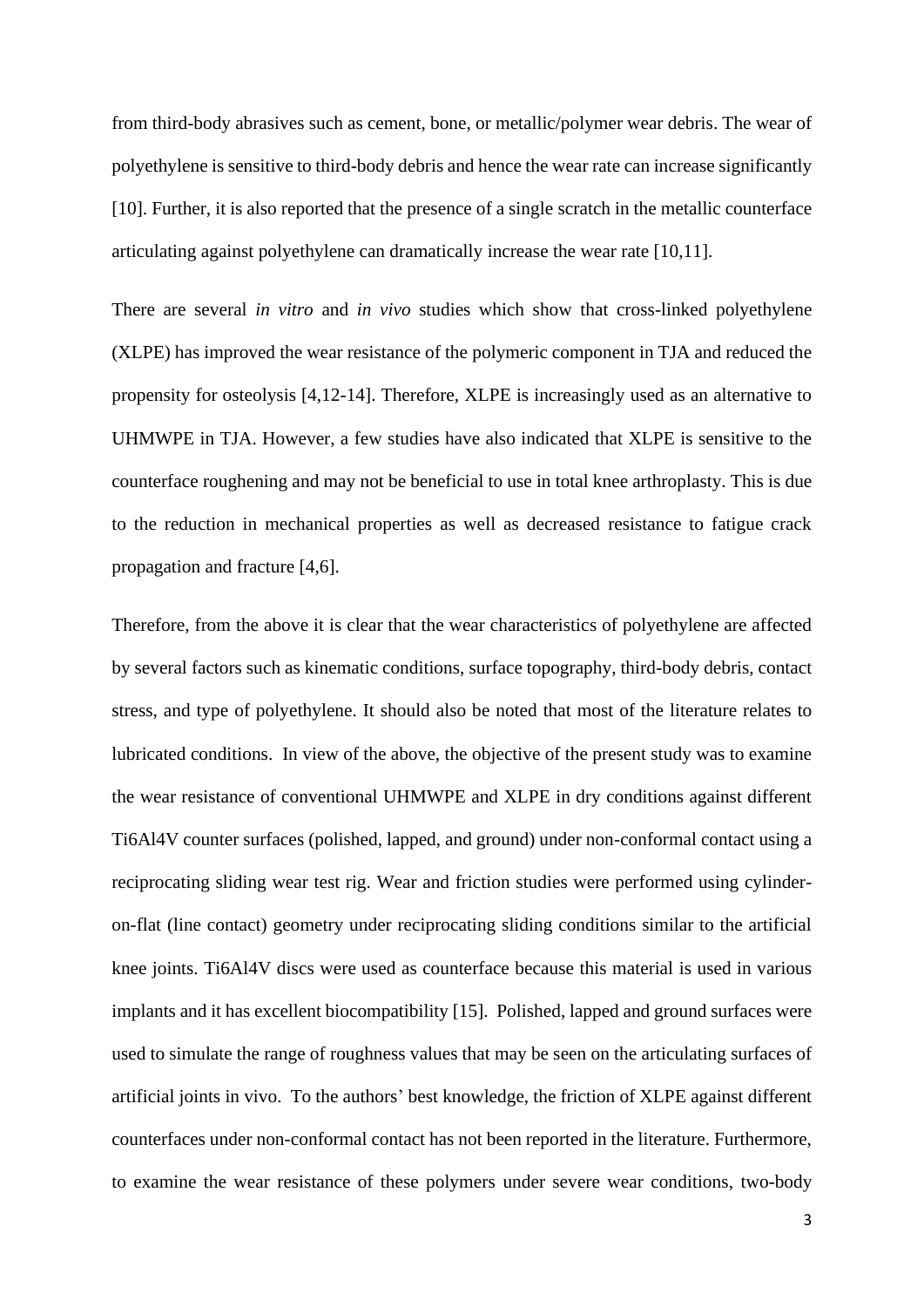from third-body abrasives such as cement, bone, or metallic/polymer wear debris. The wear of polyethylene is sensitive to third-body debris and hence the wear rate can increase significantly [10]. Further, it is also reported that the presence of a single scratch in the metallic counterface articulating against polyethylene can dramatically increase the wear rate [10,11].

There are several *in vitro* and *in vivo* studies which show that cross-linked polyethylene (XLPE) has improved the wear resistance of the polymeric component in TJA and reduced the propensity for osteolysis [4,12-14]. Therefore, XLPE is increasingly used as an alternative to UHMWPE in TJA. However, a few studies have also indicated that XLPE is sensitive to the counterface roughening and may not be beneficial to use in total knee arthroplasty. This is due to the reduction in mechanical properties as well as decreased resistance to fatigue crack propagation and fracture [4,6].

Therefore, from the above it is clear that the wear characteristics of polyethylene are affected by several factors such as kinematic conditions, surface topography, third-body debris, contact stress, and type of polyethylene. It should also be noted that most of the literature relates to lubricated conditions. In view of the above, the objective of the present study was to examine the wear resistance of conventional UHMWPE and XLPE in dry conditions against different Ti6Al4V counter surfaces (polished, lapped, and ground) under non-conformal contact using a reciprocating sliding wear test rig. Wear and friction studies were performed using cylinder-on-flat (line contact) geometry under reciprocating sliding conditions similar to the artificial knee joints. Ti6Al4V discs were used as counterface because this material is used in various implants and it has excellent biocompatibility [15]. Polished, lapped and ground surfaces were used to simulate the range of roughness values that may be seen on the articulating surfaces of artificial joints in vivo. To the authors' best knowledge, the friction of XLPE against different counterfaces under non-conformal contact has not been reported in the literature. Furthermore, to examine the wear resistance of these polymers under severe wear conditions, two-body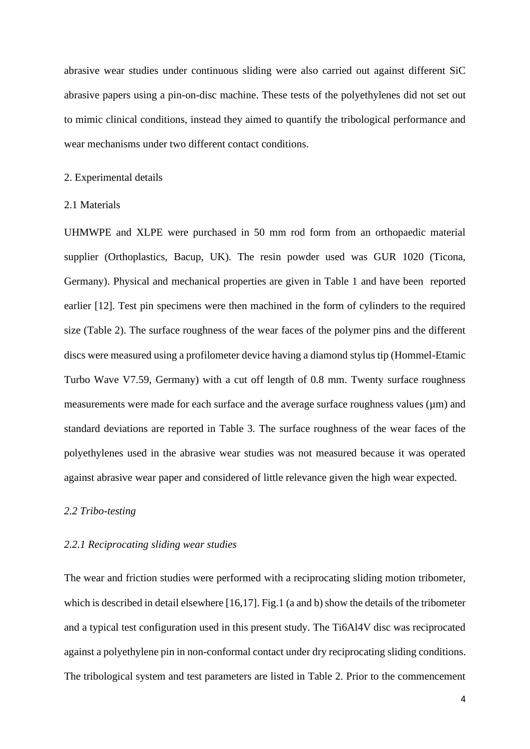abrasive wear studies under continuous sliding were also carried out against different SiC abrasive papers using a pin-on-disc machine. These tests of the polyethylenes did not set out to mimic clinical conditions, instead they aimed to quantify the tribological performance and wear mechanisms under two different contact conditions.

## 2. Experimental details

### 2.1 Materials

UHMWPE and XLPE were purchased in 50 mm rod form from an orthopaedic material supplier (Orthoplastics, Bacup, UK). The resin powder used was GUR 1020 (Ticona, Germany). Physical and mechanical properties are given in Table 1 and have been reported earlier [12]. Test pin specimens were then machined in the form of cylinders to the required size (Table 2). The surface roughness of the wear faces of the polymer pins and the different discs were measured using a profilometer device having a diamond stylus tip (Hommel-Etamic Turbo Wave V7.59, Germany) with a cut off length of 0.8 mm. Twenty surface roughness measurements were made for each surface and the average surface roughness values (μm) and standard deviations are reported in Table 3. The surface roughness of the wear faces of the polyethylenes used in the abrasive wear studies was not measured because it was operated against abrasive wear paper and considered of little relevance given the high wear expected.

### *2.2 Tribo-testing*

#### *2.2.1 Reciprocating sliding wear studies*

The wear and friction studies were performed with a reciprocating sliding motion tribometer, which is described in detail elsewhere [16,17]. Fig.1 (a and b) show the details of the tribometer and a typical test configuration used in this present study. The Ti6Al4V disc was reciprocated against a polyethylene pin in non-conformal contact under dry reciprocating sliding conditions. The tribological system and test parameters are listed in Table 2. Prior to the commencement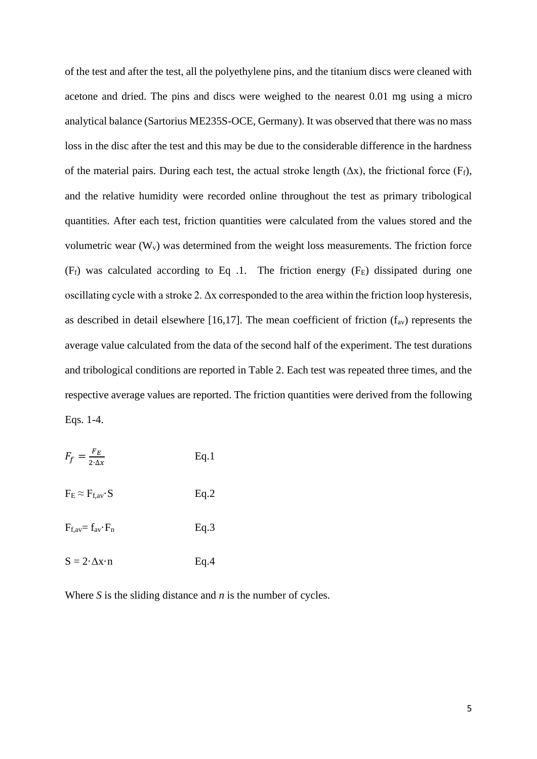of the test and after the test, all the polyethylene pins, and the titanium discs were cleaned with acetone and dried. The pins and discs were weighed to the nearest 0.01 mg using a micro analytical balance (Sartorius ME235S-OCE, Germany). It was observed that there was no mass loss in the disc after the test and this may be due to the considerable difference in the hardness of the material pairs. During each test, the actual stroke length ($\Delta x$), the frictional force ($F_f$), and the relative humidity were recorded online throughout the test as primary tribological quantities. After each test, friction quantities were calculated from the values stored and the volumetric wear ($W_v$) was determined from the weight loss measurements. The friction force ($F_f$) was calculated according to Eq .1. The friction energy ($F_E$) dissipated during one oscillating cycle with a stroke $2.\Delta x$ corresponded to the area within the friction loop hysteresis, as described in detail elsewhere [16,17]. The mean coefficient of friction ($f_{av}$) represents the average value calculated from the data of the second half of the experiment. The test durations and tribological conditions are reported in Table 2. Each test was repeated three times, and the respective average values are reported. The friction quantities were derived from the following Eqs. 1-4.

$$F_f = \frac{F_E}{2 \cdot \Delta x} \qquad \text{Eq.1}$$

$$F_E \approx F_{f,av} \cdot S \qquad \text{Eq.2}$$

$$F_{f,av} = f_{av} \cdot F_n \qquad \text{Eq.3}$$

$$S = 2 \cdot \Delta x \cdot n \qquad \text{Eq.4}$$

Where $S$ is the sliding distance and $n$ is the number of cycles.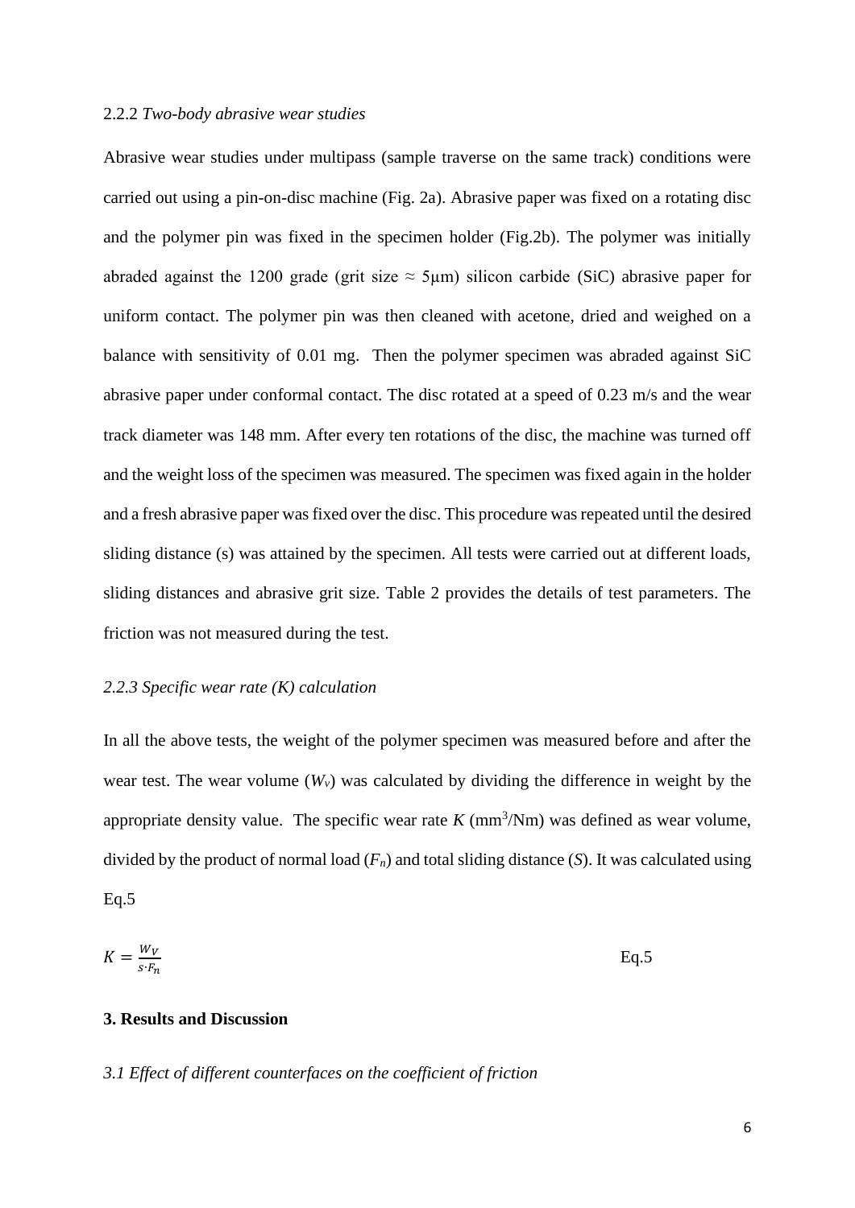#### 2.2.2 *Two-body abrasive wear studies*

Abrasive wear studies under multipass (sample traverse on the same track) conditions were carried out using a pin-on-disc machine (Fig. 2a). Abrasive paper was fixed on a rotating disc and the polymer pin was fixed in the specimen holder (Fig.2b). The polymer was initially abraded against the 1200 grade (grit size ≈ 5μm) silicon carbide (SiC) abrasive paper for uniform contact. The polymer pin was then cleaned with acetone, dried and weighed on a balance with sensitivity of 0.01 mg. Then the polymer specimen was abraded against SiC abrasive paper under conformal contact. The disc rotated at a speed of 0.23 m/s and the wear track diameter was 148 mm. After every ten rotations of the disc, the machine was turned off and the weight loss of the specimen was measured. The specimen was fixed again in the holder and a fresh abrasive paper was fixed over the disc. This procedure was repeated until the desired sliding distance (s) was attained by the specimen. All tests were carried out at different loads, sliding distances and abrasive grit size. Table 2 provides the details of test parameters. The friction was not measured during the test.

#### *2.2.3 Specific wear rate (K) calculation*

In all the above tests, the weight of the polymer specimen was measured before and after the wear test. The wear volume ($W_v$) was calculated by dividing the difference in weight by the appropriate density value. The specific wear rate $K$ ($mm^3/Nm$) was defined as wear volume, divided by the product of normal load ($F_n$) and total sliding distance ($S$). It was calculated using Eq.5

$$K = \frac{W_V}{s \cdot F_n} \qquad \text{Eq.5}$$

## 3. Results and Discussion

### *3.1 Effect of different counterfaces on the coefficient of friction*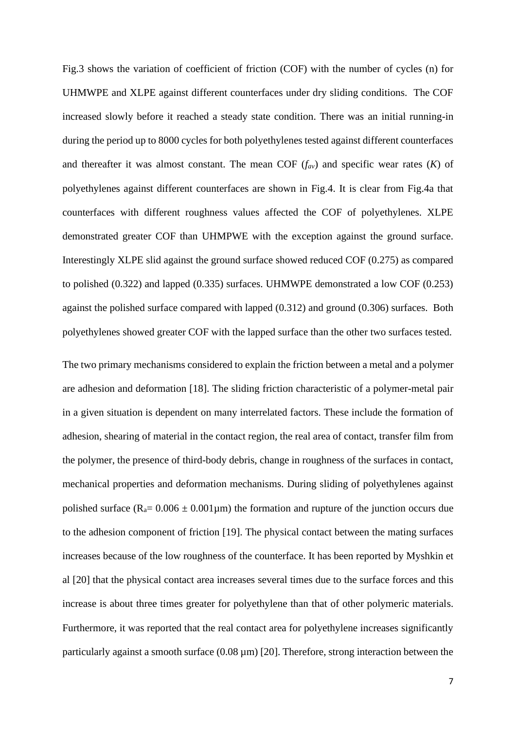Fig.3 shows the variation of coefficient of friction (COF) with the number of cycles (n) for UHMWPE and XLPE against different counterfaces under dry sliding conditions. The COF increased slowly before it reached a steady state condition. There was an initial running-in during the period up to 8000 cycles for both polyethylenes tested against different counterfaces and thereafter it was almost constant. The mean COF ($f_{av}$) and specific wear rates ($K$) of polyethylenes against different counterfaces are shown in Fig.4. It is clear from Fig.4a that counterfaces with different roughness values affected the COF of polyethylenes. XLPE demonstrated greater COF than UHMPWE with the exception against the ground surface. Interestingly XLPE slid against the ground surface showed reduced COF (0.275) as compared to polished (0.322) and lapped (0.335) surfaces. UHMWPE demonstrated a low COF (0.253) against the polished surface compared with lapped (0.312) and ground (0.306) surfaces. Both polyethylenes showed greater COF with the lapped surface than the other two surfaces tested.

The two primary mechanisms considered to explain the friction between a metal and a polymer are adhesion and deformation [18]. The sliding friction characteristic of a polymer-metal pair in a given situation is dependent on many interrelated factors. These include the formation of adhesion, shearing of material in the contact region, the real area of contact, transfer film from the polymer, the presence of third-body debris, change in roughness of the surfaces in contact, mechanical properties and deformation mechanisms. During sliding of polyethylenes against polished surface ($R_a = 0.006 \pm 0.001 \mu m$) the formation and rupture of the junction occurs due to the adhesion component of friction [19]. The physical contact between the mating surfaces increases because of the low roughness of the counterface. It has been reported by Myshkin et al [20] that the physical contact area increases several times due to the surface forces and this increase is about three times greater for polyethylene than that of other polymeric materials. Furthermore, it was reported that the real contact area for polyethylene increases significantly particularly against a smooth surface (0.08 µm) [20]. Therefore, strong interaction between the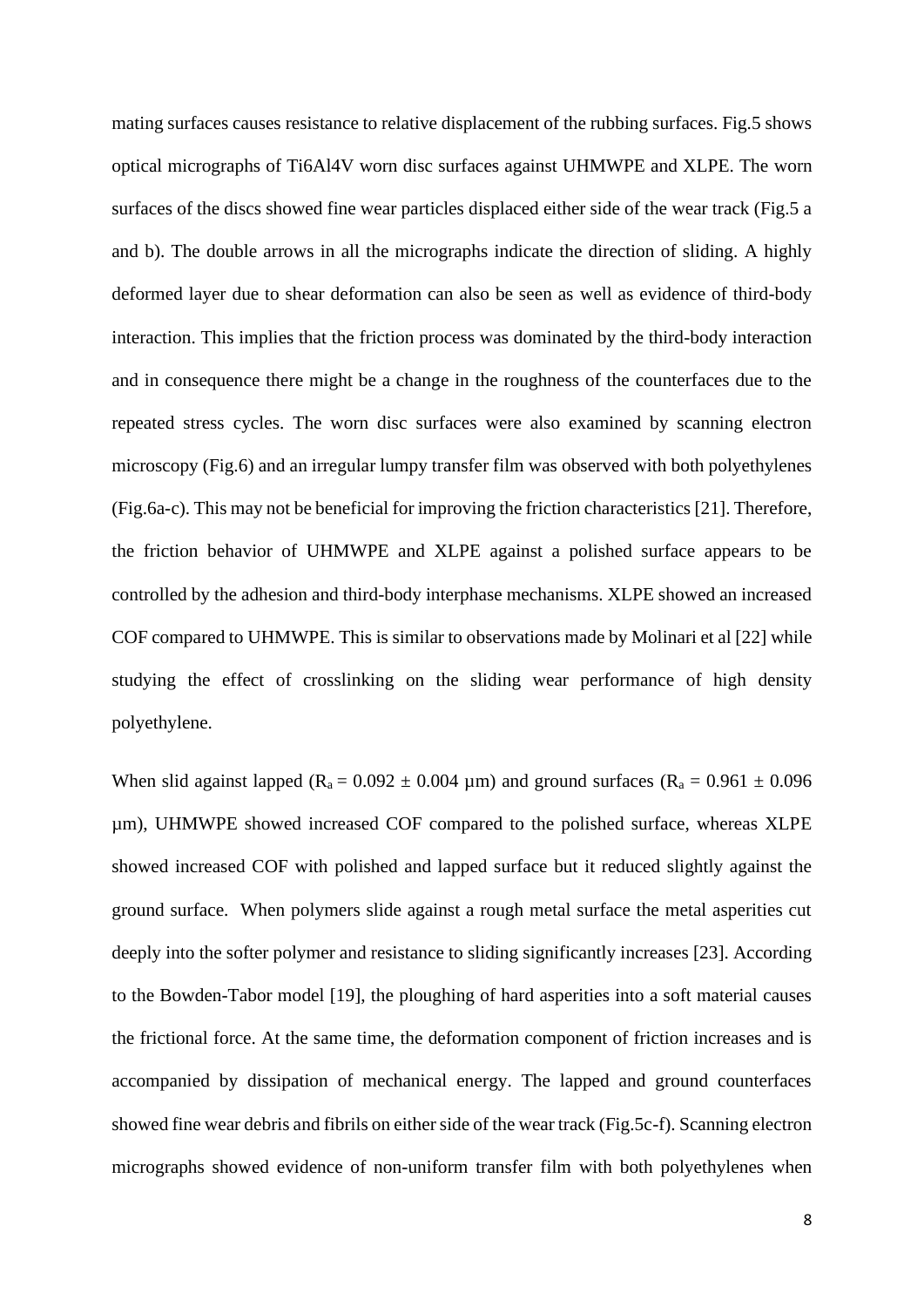mating surfaces causes resistance to relative displacement of the rubbing surfaces. Fig.5 shows optical micrographs of Ti6Al4V worn disc surfaces against UHMWPE and XLPE. The worn surfaces of the discs showed fine wear particles displaced either side of the wear track (Fig.5 a and b). The double arrows in all the micrographs indicate the direction of sliding. A highly deformed layer due to shear deformation can also be seen as well as evidence of third-body interaction. This implies that the friction process was dominated by the third-body interaction and in consequence there might be a change in the roughness of the counterfaces due to the repeated stress cycles. The worn disc surfaces were also examined by scanning electron microscopy (Fig.6) and an irregular lumpy transfer film was observed with both polyethylenes (Fig.6a-c). This may not be beneficial for improving the friction characteristics [21]. Therefore, the friction behavior of UHMWPE and XLPE against a polished surface appears to be controlled by the adhesion and third-body interphase mechanisms. XLPE showed an increased COF compared to UHMWPE. This is similar to observations made by Molinari et al [22] while studying the effect of crosslinking on the sliding wear performance of high density polyethylene.

When slid against lapped ($R_a = 0.092 \pm 0.004$ µm) and ground surfaces ($R_a = 0.961 \pm 0.096$ µm), UHMWPE showed increased COF compared to the polished surface, whereas XLPE showed increased COF with polished and lapped surface but it reduced slightly against the ground surface. When polymers slide against a rough metal surface the metal asperities cut deeply into the softer polymer and resistance to sliding significantly increases [23]. According to the Bowden-Tabor model [19], the ploughing of hard asperities into a soft material causes the frictional force. At the same time, the deformation component of friction increases and is accompanied by dissipation of mechanical energy. The lapped and ground counterfaces showed fine wear debris and fibrils on either side of the wear track (Fig.5c-f). Scanning electron micrographs showed evidence of non-uniform transfer film with both polyethylenes when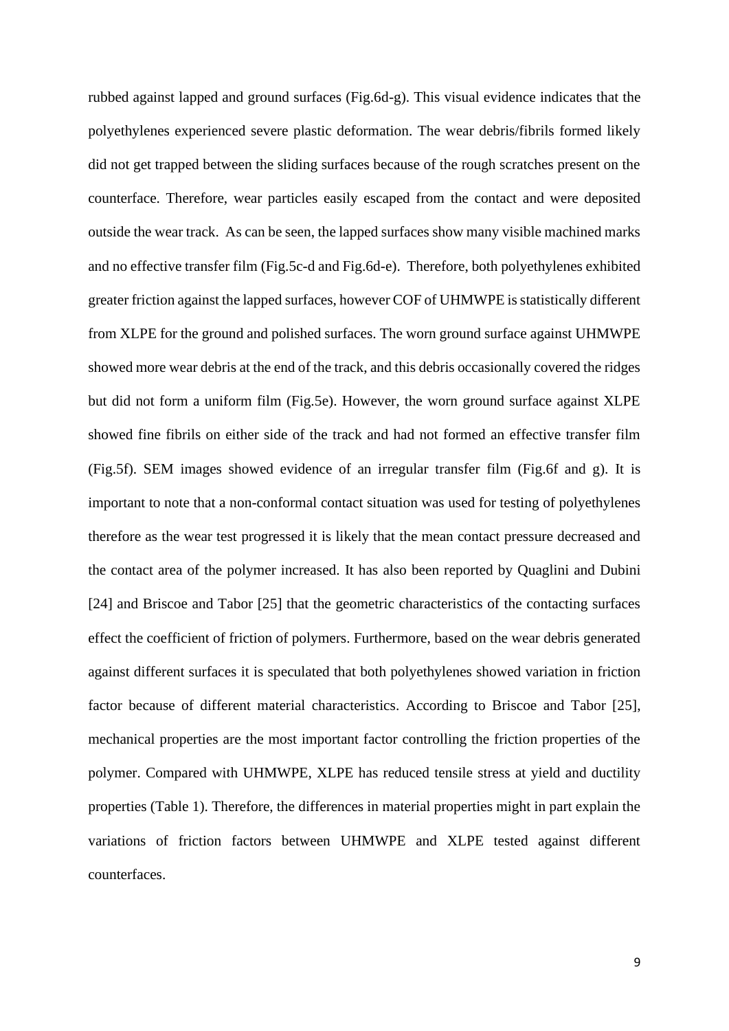rubbed against lapped and ground surfaces (Fig.6d-g). This visual evidence indicates that the polyethylenes experienced severe plastic deformation. The wear debris/fibrils formed likely did not get trapped between the sliding surfaces because of the rough scratches present on the counterface. Therefore, wear particles easily escaped from the contact and were deposited outside the wear track. As can be seen, the lapped surfaces show many visible machined marks and no effective transfer film (Fig.5c-d and Fig.6d-e). Therefore, both polyethylenes exhibited greater friction against the lapped surfaces, however COF of UHMWPE is statistically different from XLPE for the ground and polished surfaces. The worn ground surface against UHMWPE showed more wear debris at the end of the track, and this debris occasionally covered the ridges but did not form a uniform film (Fig.5e). However, the worn ground surface against XLPE showed fine fibrils on either side of the track and had not formed an effective transfer film (Fig.5f). SEM images showed evidence of an irregular transfer film (Fig.6f and g). It is important to note that a non-conformal contact situation was used for testing of polyethylenes therefore as the wear test progressed it is likely that the mean contact pressure decreased and the contact area of the polymer increased. It has also been reported by Quaglini and Dubini [24] and Briscoe and Tabor [25] that the geometric characteristics of the contacting surfaces effect the coefficient of friction of polymers. Furthermore, based on the wear debris generated against different surfaces it is speculated that both polyethylenes showed variation in friction factor because of different material characteristics. According to Briscoe and Tabor [25], mechanical properties are the most important factor controlling the friction properties of the polymer. Compared with UHMWPE, XLPE has reduced tensile stress at yield and ductility properties (Table 1). Therefore, the differences in material properties might in part explain the variations of friction factors between UHMWPE and XLPE tested against different counterfaces.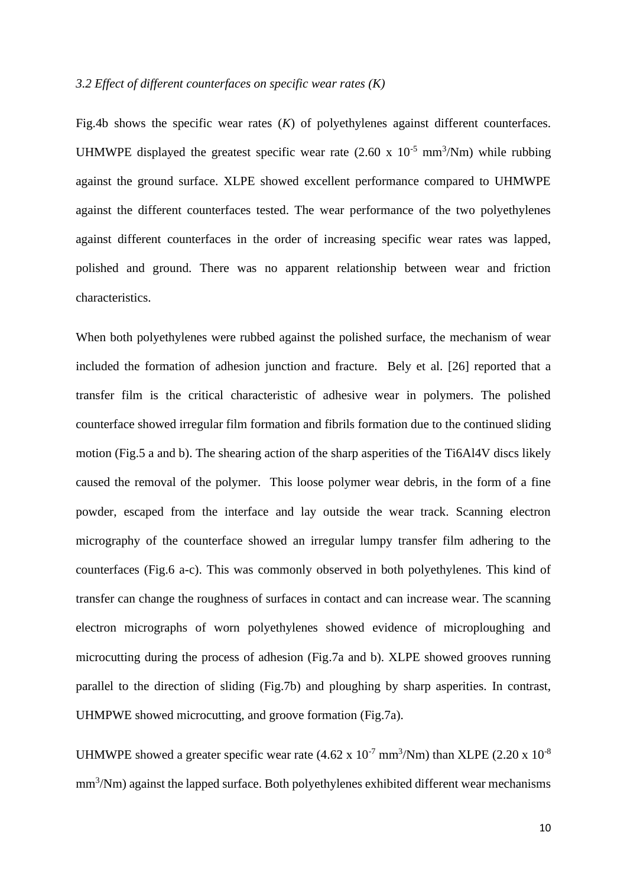### *3.2 Effect of different counterfaces on specific wear rates (K)*

Fig.4b shows the specific wear rates ($K$) of polyethylenes against different counterfaces. UHMWPE displayed the greatest specific wear rate (2.60 x $10^{-5}$ $mm^3/Nm$) while rubbing against the ground surface. XLPE showed excellent performance compared to UHMWPE against the different counterfaces tested. The wear performance of the two polyethylenes against different counterfaces in the order of increasing specific wear rates was lapped, polished and ground. There was no apparent relationship between wear and friction characteristics.

When both polyethylenes were rubbed against the polished surface, the mechanism of wear included the formation of adhesion junction and fracture. Bely et al. [26] reported that a transfer film is the critical characteristic of adhesive wear in polymers. The polished counterface showed irregular film formation and fibrils formation due to the continued sliding motion (Fig.5 a and b). The shearing action of the sharp asperities of the Ti6Al4V discs likely caused the removal of the polymer. This loose polymer wear debris, in the form of a fine powder, escaped from the interface and lay outside the wear track. Scanning electron micrography of the counterface showed an irregular lumpy transfer film adhering to the counterfaces (Fig.6 a-c). This was commonly observed in both polyethylenes. This kind of transfer can change the roughness of surfaces in contact and can increase wear. The scanning electron micrographs of worn polyethylenes showed evidence of microploughing and microcutting during the process of adhesion (Fig.7a and b). XLPE showed grooves running parallel to the direction of sliding (Fig.7b) and ploughing by sharp asperities. In contrast, UHMPWE showed microcutting, and groove formation (Fig.7a).

UHMWPE showed a greater specific wear rate (4.62 x $10^{-7}$ $mm^3/Nm$) than XLPE (2.20 x $10^{-8}$ $mm^3/Nm$) against the lapped surface. Both polyethylenes exhibited different wear mechanisms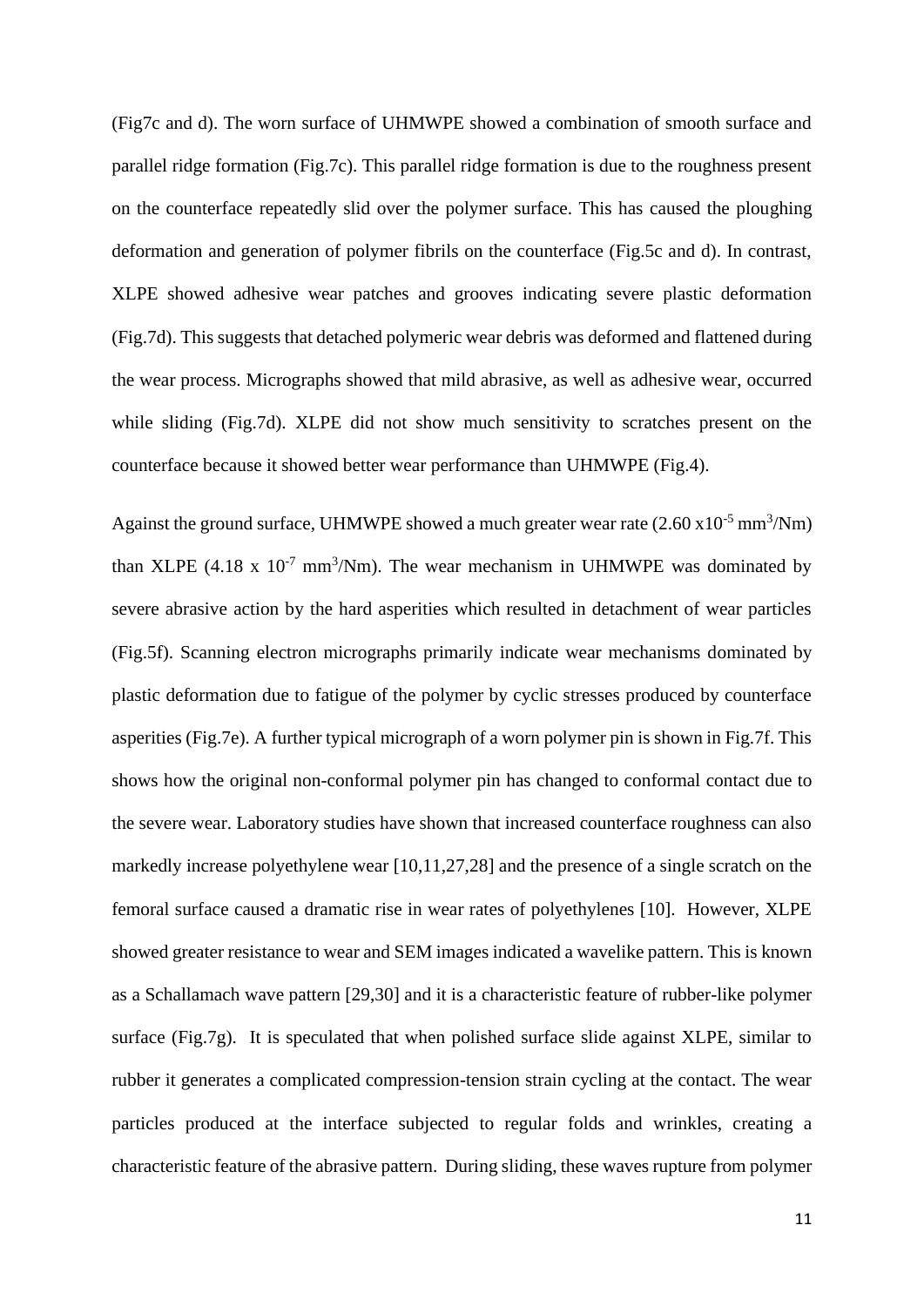(Fig7c and d). The worn surface of UHMWPE showed a combination of smooth surface and parallel ridge formation (Fig.7c). This parallel ridge formation is due to the roughness present on the counterface repeatedly slid over the polymer surface. This has caused the ploughing deformation and generation of polymer fibrils on the counterface (Fig.5c and d). In contrast, XLPE showed adhesive wear patches and grooves indicating severe plastic deformation (Fig.7d). This suggests that detached polymeric wear debris was deformed and flattened during the wear process. Micrographs showed that mild abrasive, as well as adhesive wear, occurred while sliding (Fig.7d). XLPE did not show much sensitivity to scratches present on the counterface because it showed better wear performance than UHMWPE (Fig.4).

Against the ground surface, UHMWPE showed a much greater wear rate ($2.60 \times 10^{-5}$ $mm^3$/Nm) than XLPE ($4.18 \times 10^{-7}$ $mm^3$/Nm). The wear mechanism in UHMWPE was dominated by severe abrasive action by the hard asperities which resulted in detachment of wear particles (Fig.5f). Scanning electron micrographs primarily indicate wear mechanisms dominated by plastic deformation due to fatigue of the polymer by cyclic stresses produced by counterface asperities (Fig.7e). A further typical micrograph of a worn polymer pin is shown in Fig.7f. This shows how the original non-conformal polymer pin has changed to conformal contact due to the severe wear. Laboratory studies have shown that increased counterface roughness can also markedly increase polyethylene wear [10,11,27,28] and the presence of a single scratch on the femoral surface caused a dramatic rise in wear rates of polyethylenes [10]. However, XLPE showed greater resistance to wear and SEM images indicated a wavelike pattern. This is known as a Schallamach wave pattern [29,30] and it is a characteristic feature of rubber-like polymer surface (Fig.7g). It is speculated that when polished surface slide against XLPE, similar to rubber it generates a complicated compression-tension strain cycling at the contact. The wear particles produced at the interface subjected to regular folds and wrinkles, creating a characteristic feature of the abrasive pattern. During sliding, these waves rupture from polymer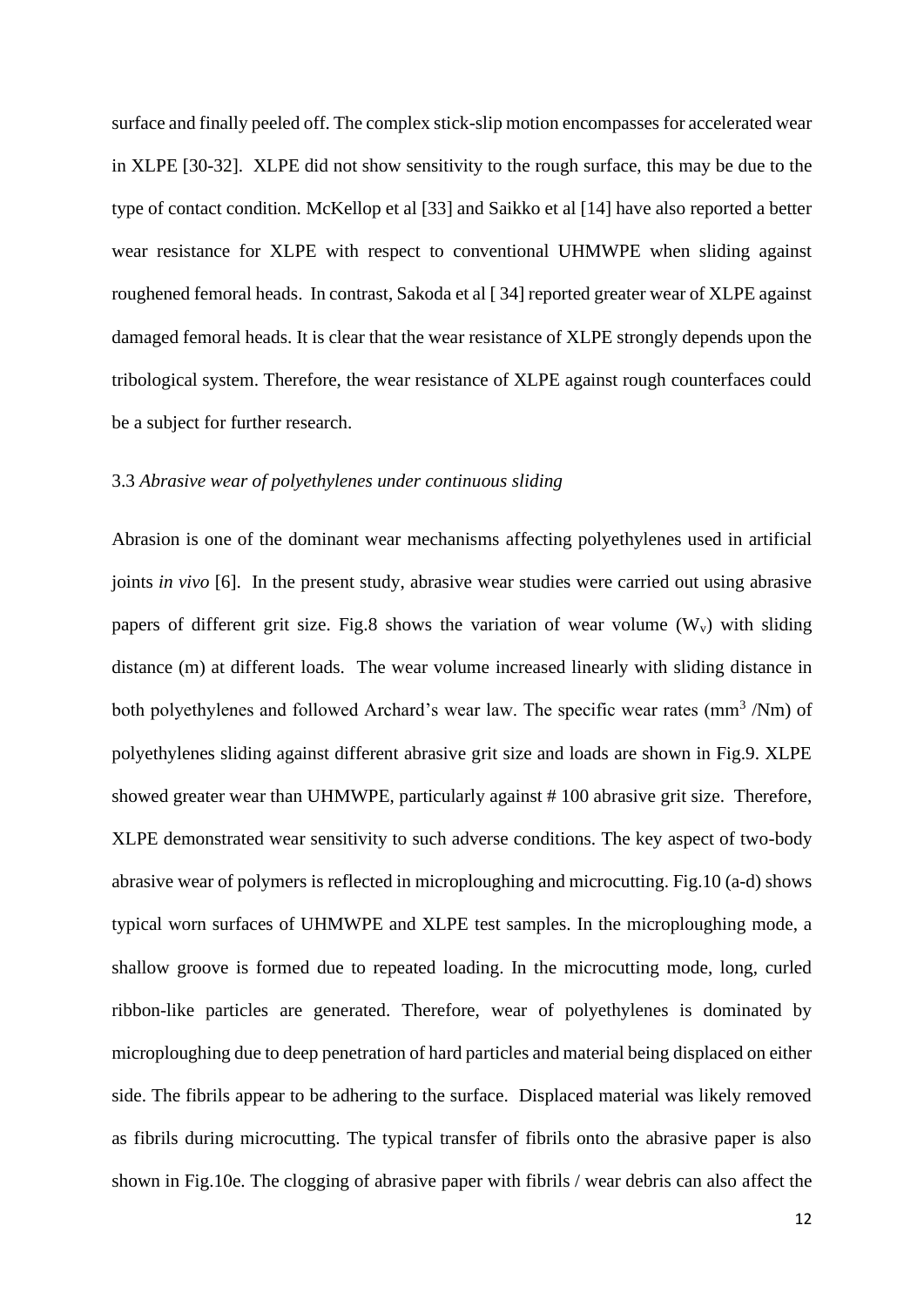surface and finally peeled off. The complex stick-slip motion encompasses for accelerated wear in XLPE [30-32]. XLPE did not show sensitivity to the rough surface, this may be due to the type of contact condition. McKellop et al [33] and Saikko et al [14] have also reported a better wear resistance for XLPE with respect to conventional UHMWPE when sliding against roughened femoral heads. In contrast, Sakoda et al [ 34] reported greater wear of XLPE against damaged femoral heads. It is clear that the wear resistance of XLPE strongly depends upon the tribological system. Therefore, the wear resistance of XLPE against rough counterfaces could be a subject for further research.

### 3.3 *Abrasive wear of polyethylenes under continuous sliding*

Abrasion is one of the dominant wear mechanisms affecting polyethylenes used in artificial joints *in vivo* [6]. In the present study, abrasive wear studies were carried out using abrasive papers of different grit size. Fig.8 shows the variation of wear volume ($W_v$) with sliding distance (m) at different loads. The wear volume increased linearly with sliding distance in both polyethylenes and followed Archard's wear law. The specific wear rates ($mm^3$ /Nm) of polyethylenes sliding against different abrasive grit size and loads are shown in Fig.9. XLPE showed greater wear than UHMWPE, particularly against # 100 abrasive grit size. Therefore, XLPE demonstrated wear sensitivity to such adverse conditions. The key aspect of two-body abrasive wear of polymers is reflected in microploughing and microcutting. Fig.10 (a-d) shows typical worn surfaces of UHMWPE and XLPE test samples. In the microploughing mode, a shallow groove is formed due to repeated loading. In the microcutting mode, long, curled ribbon-like particles are generated. Therefore, wear of polyethylenes is dominated by microploughing due to deep penetration of hard particles and material being displaced on either side. The fibrils appear to be adhering to the surface. Displaced material was likely removed as fibrils during microcutting. The typical transfer of fibrils onto the abrasive paper is also shown in Fig.10e. The clogging of abrasive paper with fibrils / wear debris can also affect the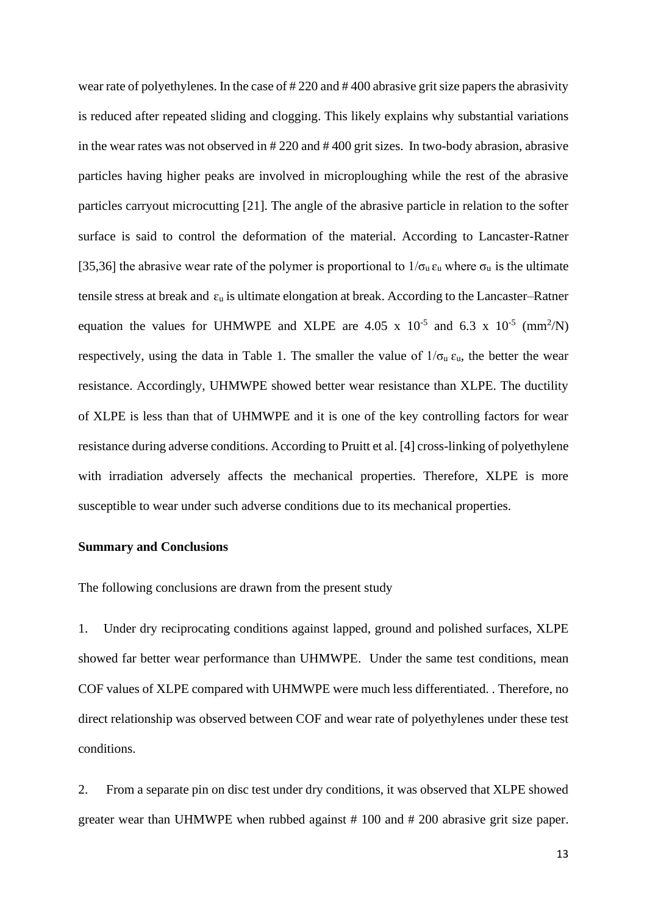wear rate of polyethylenes. In the case of # 220 and # 400 abrasive grit size papers the abrasivity is reduced after repeated sliding and clogging. This likely explains why substantial variations in the wear rates was not observed in # 220 and # 400 grit sizes. In two-body abrasion, abrasive particles having higher peaks are involved in microploughing while the rest of the abrasive particles carryout microcutting [21]. The angle of the abrasive particle in relation to the softer surface is said to control the deformation of the material. According to Lancaster-Ratner [35,36] the abrasive wear rate of the polymer is proportional to $1/\sigma_u \varepsilon_u$ where $\sigma_u$ is the ultimate tensile stress at break and $\varepsilon_u$ is ultimate elongation at break. According to the Lancaster–Ratner equation the values for UHMWPE and XLPE are 4.05 x $10^{-5}$ and 6.3 x $10^{-5}$ ($mm^2/N$) respectively, using the data in Table 1. The smaller the value of $1/\sigma_u \varepsilon_u$, the better the wear resistance. Accordingly, UHMWPE showed better wear resistance than XLPE. The ductility of XLPE is less than that of UHMWPE and it is one of the key controlling factors for wear resistance during adverse conditions. According to Pruitt et al. [4] cross-linking of polyethylene with irradiation adversely affects the mechanical properties. Therefore, XLPE is more susceptible to wear under such adverse conditions due to its mechanical properties.

**Summary and Conclusions**

The following conclusions are drawn from the present study

1. Under dry reciprocating conditions against lapped, ground and polished surfaces, XLPE showed far better wear performance than UHMWPE. Under the same test conditions, mean COF values of XLPE compared with UHMWPE were much less differentiated. . Therefore, no direct relationship was observed between COF and wear rate of polyethylenes under these test conditions.

2. From a separate pin on disc test under dry conditions, it was observed that XLPE showed greater wear than UHMWPE when rubbed against # 100 and # 200 abrasive grit size paper.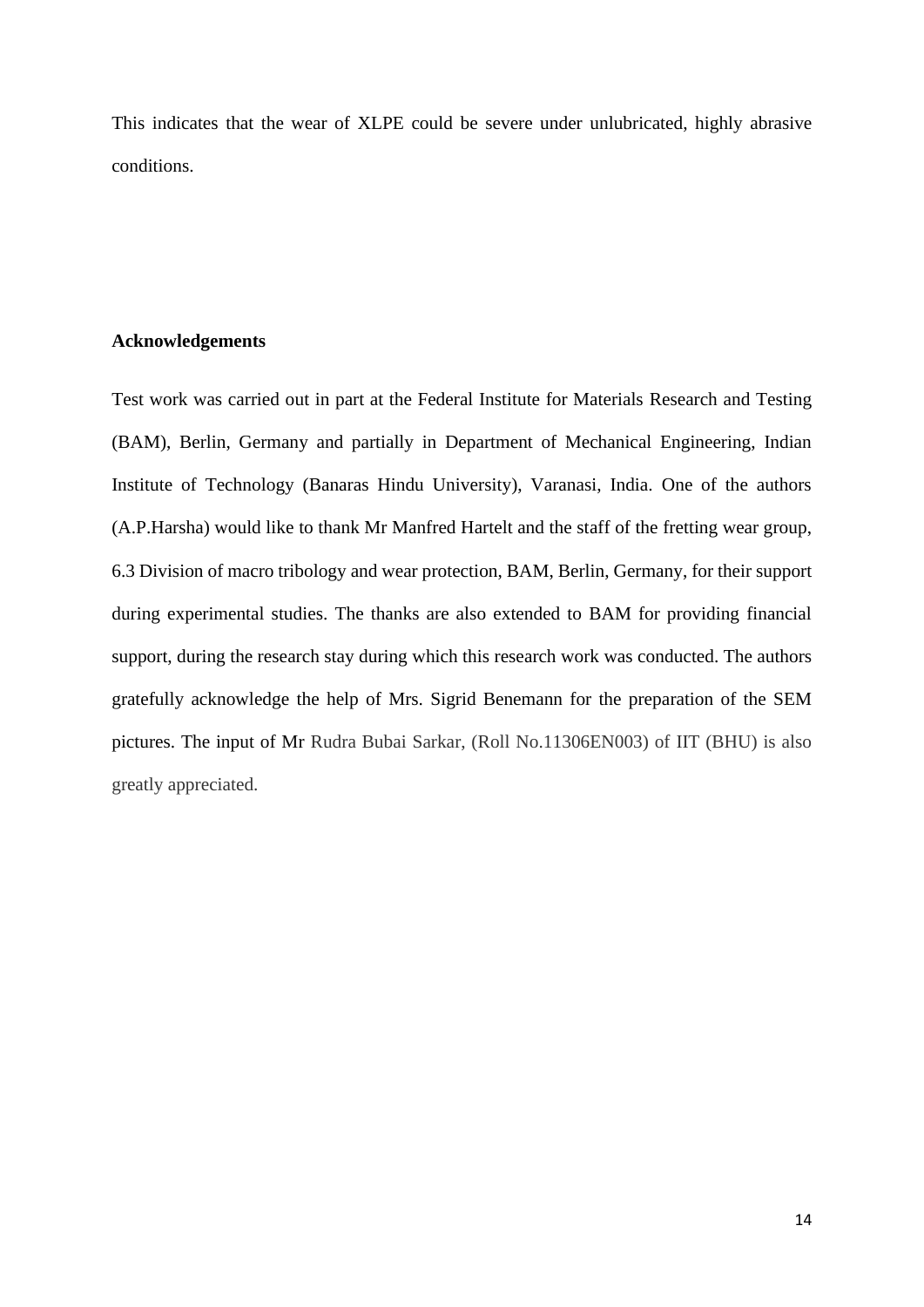This indicates that the wear of XLPE could be severe under unlubricated, highly abrasive conditions.

## Acknowledgements

Test work was carried out in part at the Federal Institute for Materials Research and Testing (BAM), Berlin, Germany and partially in Department of Mechanical Engineering, Indian Institute of Technology (Banaras Hindu University), Varanasi, India. One of the authors (A.P.Harsha) would like to thank Mr Manfred Hartelt and the staff of the fretting wear group, 6.3 Division of macro tribology and wear protection, BAM, Berlin, Germany, for their support during experimental studies. The thanks are also extended to BAM for providing financial support, during the research stay during which this research work was conducted. The authors gratefully acknowledge the help of Mrs. Sigrid Benemann for the preparation of the SEM pictures. The input of Mr Rudra Bubai Sarkar, (Roll No.11306EN003) of IIT (BHU) is also greatly appreciated.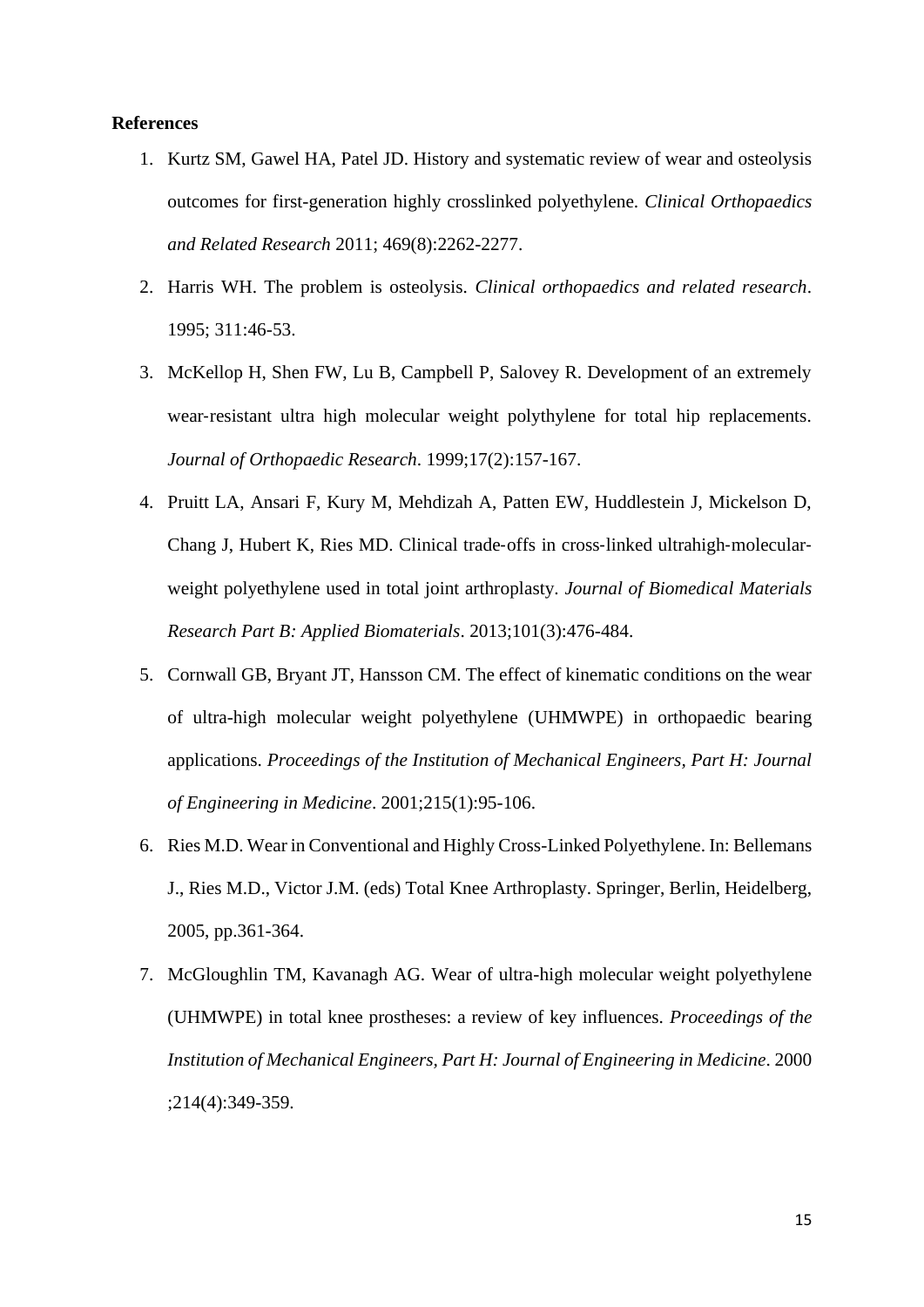**References**

1. Kurtz SM, Gawel HA, Patel JD. History and systematic review of wear and osteolysis outcomes for first-generation highly crosslinked polyethylene. *Clinical Orthopaedics and Related Research* 2011; 469(8):2262-2277.
2. Harris WH. The problem is osteolysis. *Clinical orthopaedics and related research*. 1995; 311:46-53.
3. McKellop H, Shen FW, Lu B, Campbell P, Salovey R. Development of an extremely wear-resistant ultra high molecular weight polythylene for total hip replacements. *Journal of Orthopaedic Research*. 1999;17(2):157-167.
4. Pruitt LA, Ansari F, Kury M, Mehdizah A, Patten EW, Huddlestein J, Mickelson D, Chang J, Hubert K, Ries MD. Clinical trade-offs in cross-linked ultrahigh-molecular-weight polyethylene used in total joint arthroplasty. *Journal of Biomedical Materials Research Part B: Applied Biomaterials*. 2013;101(3):476-484.
5. Cornwall GB, Bryant JT, Hansson CM. The effect of kinematic conditions on the wear of ultra-high molecular weight polyethylene (UHMWPE) in orthopaedic bearing applications. *Proceedings of the Institution of Mechanical Engineers, Part H: Journal of Engineering in Medicine*. 2001;215(1):95-106.
6. Ries M.D. Wear in Conventional and Highly Cross-Linked Polyethylene. In: Bellemans J., Ries M.D., Victor J.M. (eds) Total Knee Arthroplasty. Springer, Berlin, Heidelberg, 2005, pp.361-364.
7. McGloughlin TM, Kavanagh AG. Wear of ultra-high molecular weight polyethylene (UHMWPE) in total knee prostheses: a review of key influences. *Proceedings of the Institution of Mechanical Engineers, Part H: Journal of Engineering in Medicine*. 2000 ;214(4):349-359.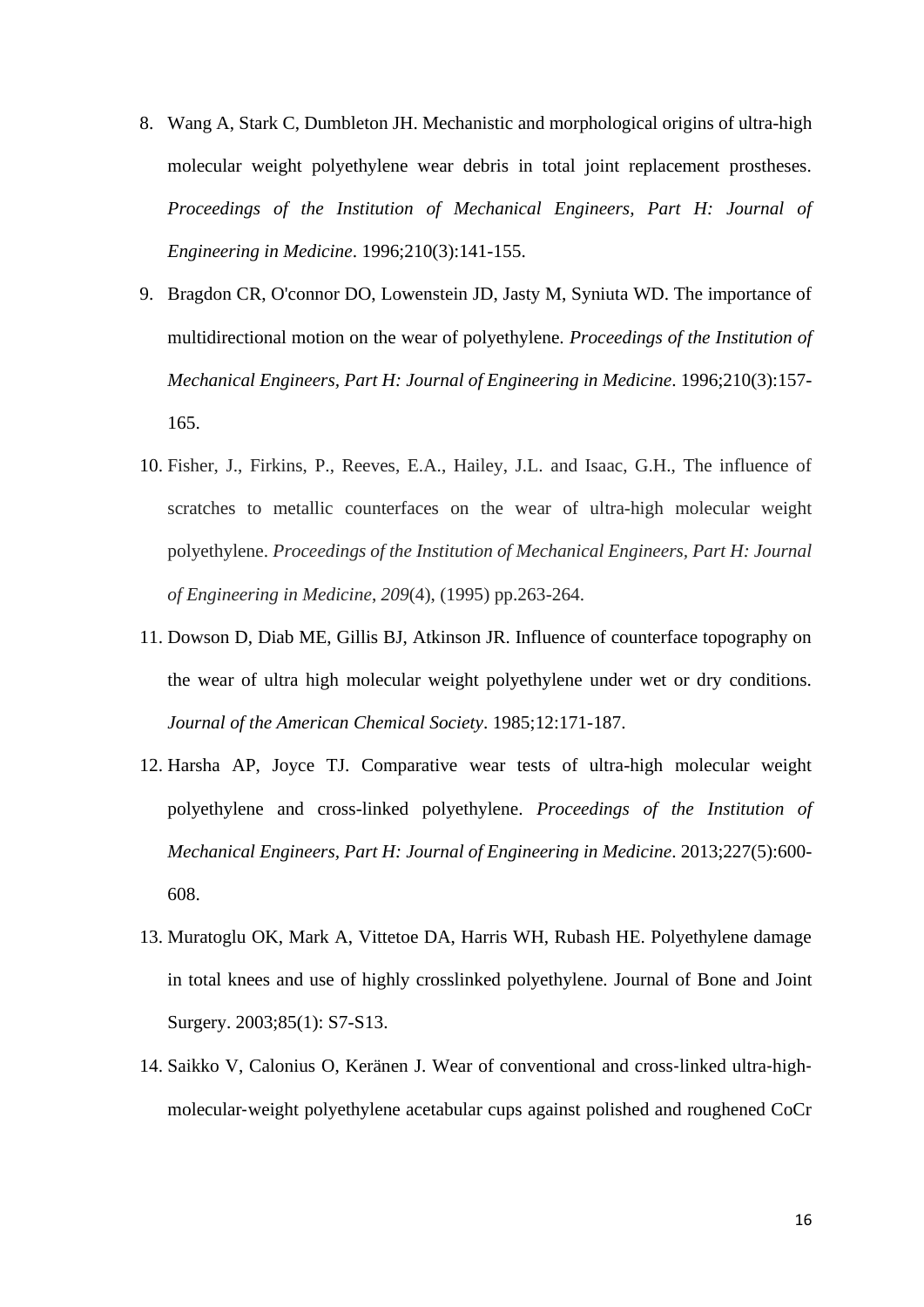8. Wang A, Stark C, Dumbleton JH. Mechanistic and morphological origins of ultra-high molecular weight polyethylene wear debris in total joint replacement prostheses. *Proceedings of the Institution of Mechanical Engineers, Part H: Journal of Engineering in Medicine*. 1996;210(3):141-155.
9. Bragdon CR, O'connor DO, Lowenstein JD, Jasty M, Syniuta WD. The importance of multidirectional motion on the wear of polyethylene. *Proceedings of the Institution of Mechanical Engineers, Part H: Journal of Engineering in Medicine*. 1996;210(3):157-165.
10. Fisher, J., Firkins, P., Reeves, E.A., Hailey, J.L. and Isaac, G.H., The influence of scratches to metallic counterfaces on the wear of ultra-high molecular weight polyethylene. *Proceedings of the Institution of Mechanical Engineers, Part H: Journal of Engineering in Medicine*, *209*(4), (1995) pp.263-264.
11. Dowson D, Diab ME, Gillis BJ, Atkinson JR. Influence of counterface topography on the wear of ultra high molecular weight polyethylene under wet or dry conditions. *Journal of the American Chemical Society*. 1985;12:171-187.
12. Harsha AP, Joyce TJ. Comparative wear tests of ultra-high molecular weight polyethylene and cross-linked polyethylene. *Proceedings of the Institution of Mechanical Engineers, Part H: Journal of Engineering in Medicine*. 2013;227(5):600-608.
13. Muratoglu OK, Mark A, Vittetoe DA, Harris WH, Rubash HE. Polyethylene damage in total knees and use of highly crosslinked polyethylene. Journal of Bone and Joint Surgery. 2003;85(1): S7-S13.
14. Saikko V, Calonius O, Keränen J. Wear of conventional and cross-linked ultra-high-molecular-weight polyethylene acetabular cups against polished and roughened CoCr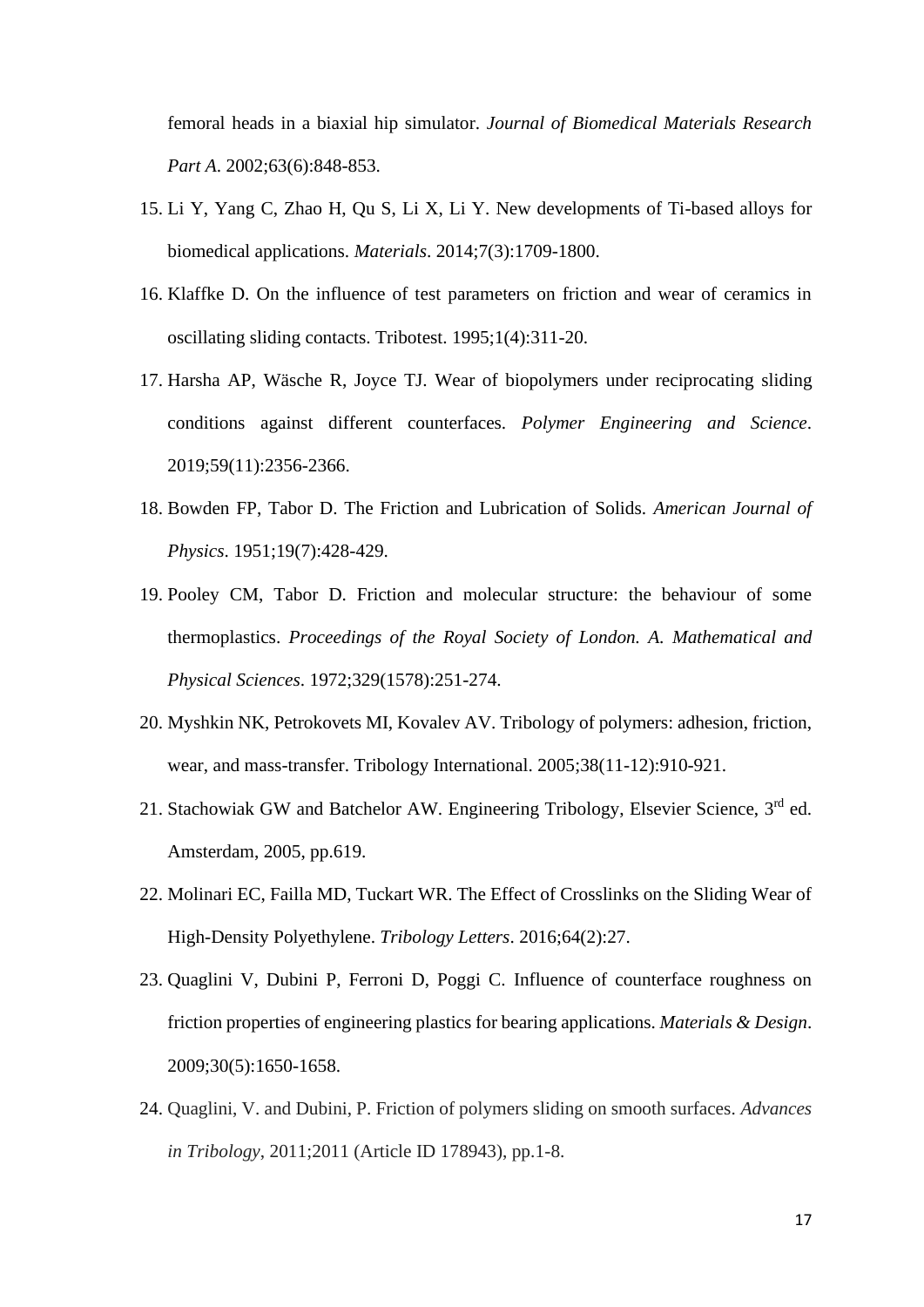femoral heads in a biaxial hip simulator. *Journal of Biomedical Materials Research Part A*. 2002;63(6):848-853.

15. Li Y, Yang C, Zhao H, Qu S, Li X, Li Y. New developments of Ti-based alloys for biomedical applications. *Materials*. 2014;7(3):1709-1800.
16. Klaffke D. On the influence of test parameters on friction and wear of ceramics in oscillating sliding contacts. Tribotest. 1995;1(4):311-20.
17. Harsha AP, Wäsche R, Joyce TJ. Wear of biopolymers under reciprocating sliding conditions against different counterfaces. *Polymer Engineering and Science*. 2019;59(11):2356-2366.
18. Bowden FP, Tabor D. The Friction and Lubrication of Solids. *American Journal of Physics*. 1951;19(7):428-429.
19. Pooley CM, Tabor D. Friction and molecular structure: the behaviour of some thermoplastics. *Proceedings of the Royal Society of London. A. Mathematical and Physical Sciences*. 1972;329(1578):251-274.
20. Myshkin NK, Petrokovets MI, Kovalev AV. Tribology of polymers: adhesion, friction, wear, and mass-transfer. Tribology International. 2005;38(11-12):910-921.
21. Stachowiak GW and Batchelor AW. Engineering Tribology, Elsevier Science, 3rd ed. Amsterdam, 2005, pp.619.
22. Molinari EC, Failla MD, Tuckart WR. The Effect of Crosslinks on the Sliding Wear of High-Density Polyethylene. *Tribology Letters*. 2016;64(2):27.
23. Quaglini V, Dubini P, Ferroni D, Poggi C. Influence of counterface roughness on friction properties of engineering plastics for bearing applications. *Materials & Design*. 2009;30(5):1650-1658.
24. Quaglini, V. and Dubini, P. Friction of polymers sliding on smooth surfaces. *Advances in Tribology*, 2011;2011 (Article ID 178943), pp.1-8.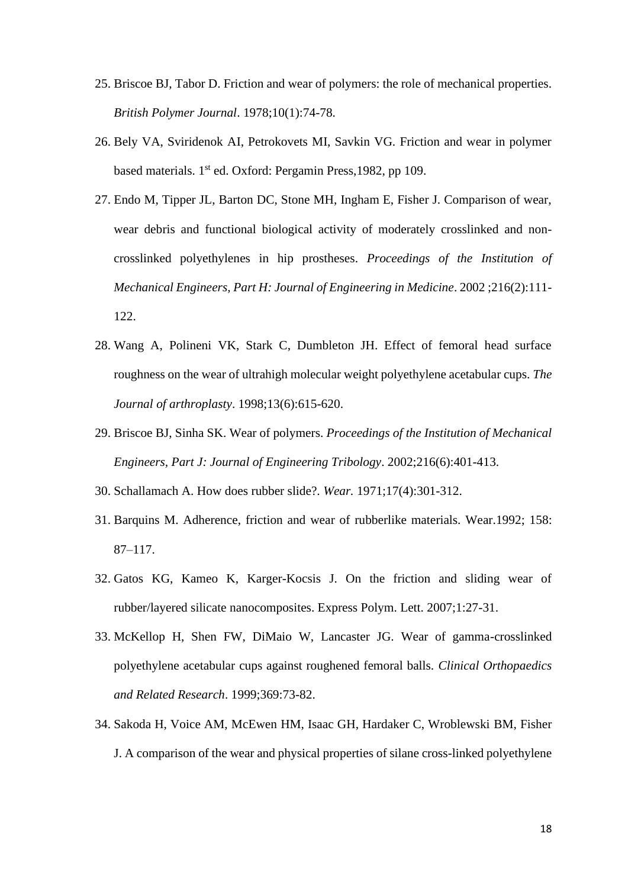25. Briscoe BJ, Tabor D. Friction and wear of polymers: the role of mechanical properties. *British Polymer Journal*. 1978;10(1):74-78.
26. Bely VA, Sviridenok AI, Petrokovets MI, Savkin VG. Friction and wear in polymer based materials. 1st ed. Oxford: Pergamin Press,1982, pp 109.
27. Endo M, Tipper JL, Barton DC, Stone MH, Ingham E, Fisher J. Comparison of wear, wear debris and functional biological activity of moderately crosslinked and non-crosslinked polyethylenes in hip prostheses. *Proceedings of the Institution of Mechanical Engineers, Part H: Journal of Engineering in Medicine*. 2002 ;216(2):111-122.
28. Wang A, Polineni VK, Stark C, Dumbleton JH. Effect of femoral head surface roughness on the wear of ultrahigh molecular weight polyethylene acetabular cups. *The Journal of arthroplasty*. 1998;13(6):615-620.
29. Briscoe BJ, Sinha SK. Wear of polymers. *Proceedings of the Institution of Mechanical Engineers, Part J: Journal of Engineering Tribology*. 2002;216(6):401-413.
30. Schallamach A. How does rubber slide?. *Wear.* 1971;17(4):301-312.
31. Barquins M. Adherence, friction and wear of rubberlike materials. Wear.1992; 158: 87–117.
32. Gatos KG, Kameo K, Karger-Kocsis J. On the friction and sliding wear of rubber/layered silicate nanocomposites. Express Polym. Lett. 2007;1:27-31.
33. McKellop H, Shen FW, DiMaio W, Lancaster JG. Wear of gamma-crosslinked polyethylene acetabular cups against roughened femoral balls. *Clinical Orthopaedics and Related Research*. 1999;369:73-82.
34. Sakoda H, Voice AM, McEwen HM, Isaac GH, Hardaker C, Wroblewski BM, Fisher J. A comparison of the wear and physical properties of silane cross-linked polyethylene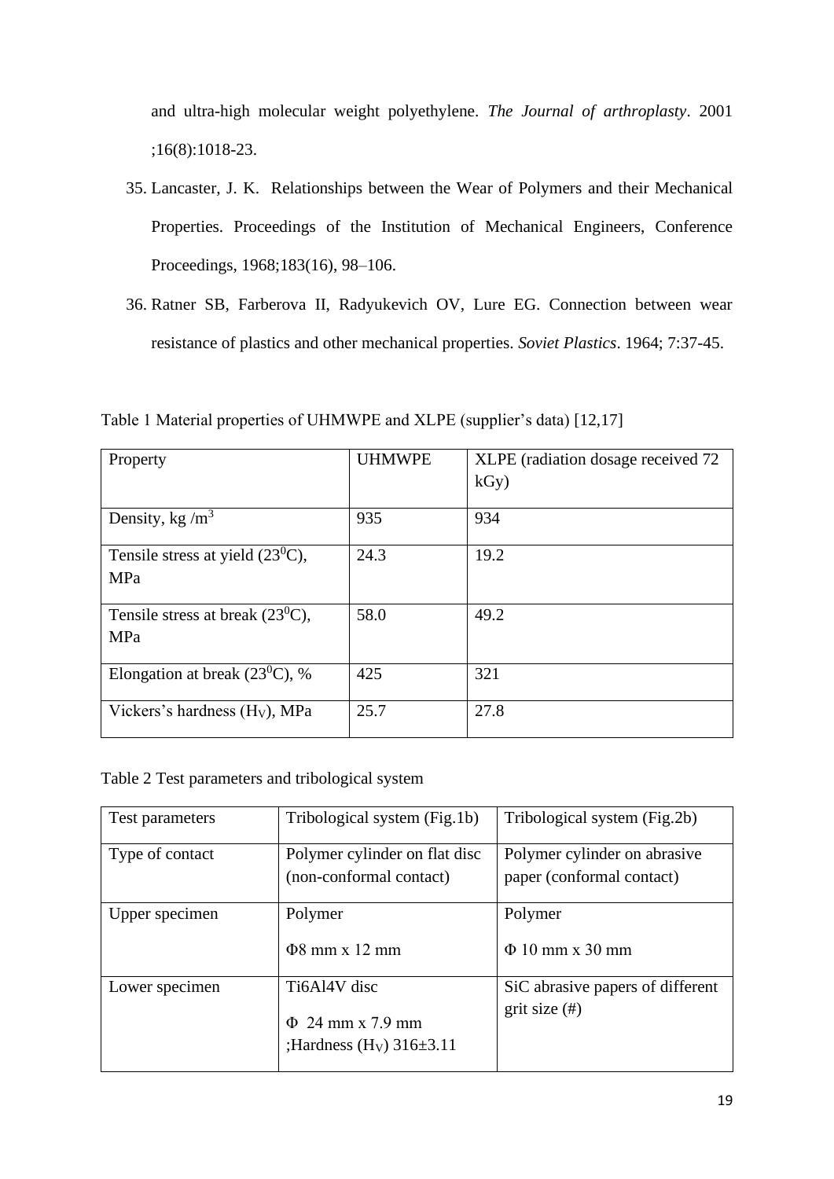and ultra-high molecular weight polyethylene. *The Journal of arthroplasty*. 2001 ;16(8):1018-23.

35. Lancaster, J. K. Relationships between the Wear of Polymers and their Mechanical Properties. Proceedings of the Institution of Mechanical Engineers, Conference Proceedings, 1968;183(16), 98–106.
36. Ratner SB, Farberova II, Radyukevich OV, Lure EG. Connection between wear resistance of plastics and other mechanical properties. *Soviet Plastics*. 1964; 7:37-45.

Table 1 Material properties of UHMWPE and XLPE (supplier's data) [12,17]

| Property | UHMWPE | XLPE (radiation dosage received 72 kGy) |
|---|---|---|
| Density, kg /$m^3$ | 935 | 934 |
| Tensile stress at yield ($23^0$C), MPa | 24.3 | 19.2 |
| Tensile stress at break ($23^0$C), MPa | 58.0 | 49.2 |
| Elongation at break ($23^0$C), % | 425 | 321 |
| Vickers's hardness ($H_V$), MPa | 25.7 | 27.8 |

Table 2 Test parameters and tribological system

| Test parameters | Tribological system (Fig.1b) | Tribological system (Fig.2b) |
|---|---|---|
| Type of contact | Polymer cylinder on flat disc (non-conformal contact) | Polymer cylinder on abrasive paper (conformal contact) |
| Upper specimen | Polymer<br>Φ8 mm x 12 mm | Polymer<br>Φ 10 mm x 30 mm |
| Lower specimen | Ti6Al4V disc<br>Φ 24 mm x 7.9 mm ;Hardness ($H_V$) 316±3.11 | SiC abrasive papers of different grit size (#) |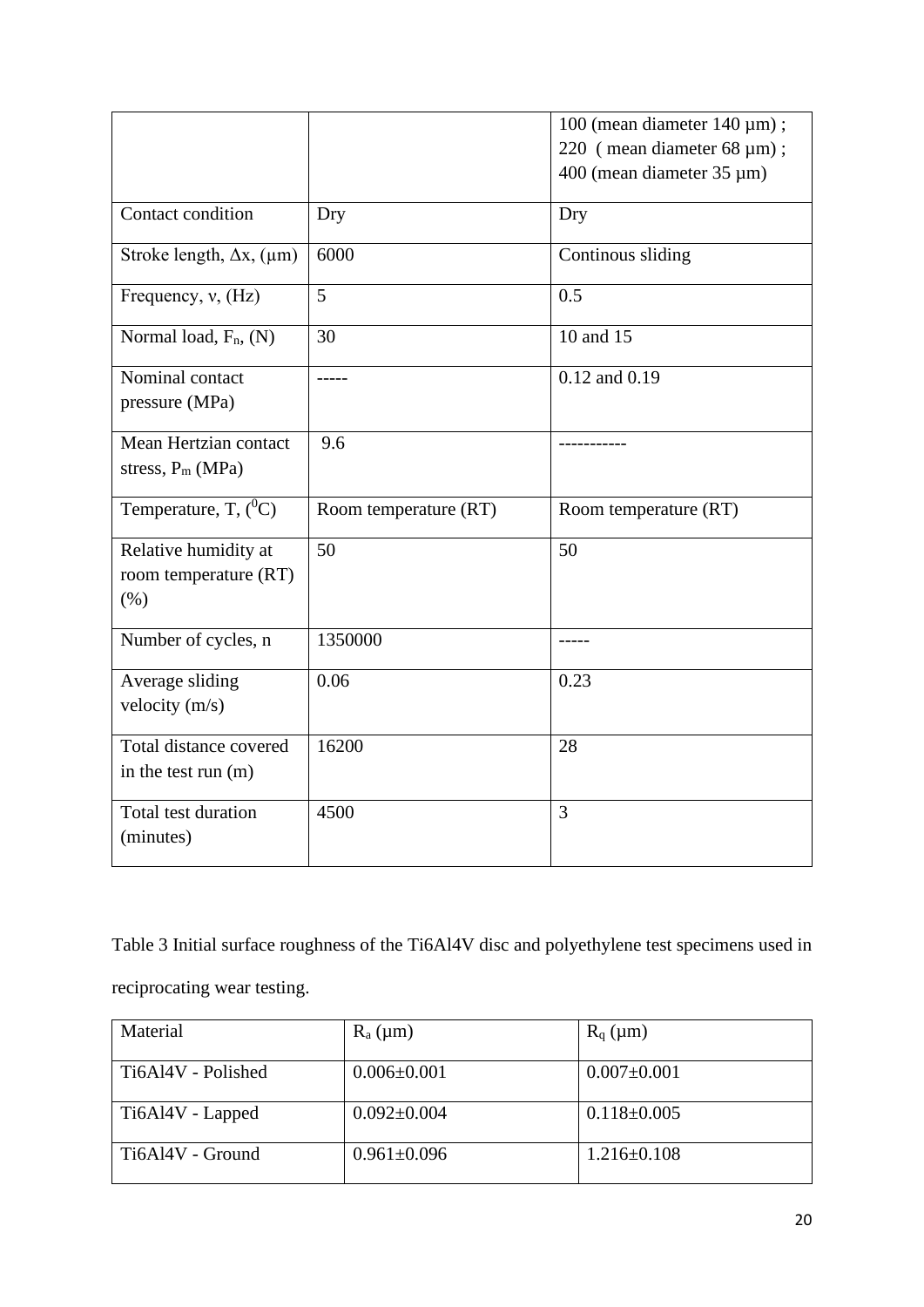| | | 100 (mean diameter 140 µm) ; 220 ( mean diameter 68 µm) ; 400 (mean diameter 35 µm) |
|---|---|---|
| Contact condition | Dry | Dry |
| Stroke length, Δx, (µm) | 6000 | Continous sliding |
| Frequency, ν, (Hz) | 5 | 0.5 |
| Normal load, $F_n$, (N) | 30 | 10 and 15 |
| Nominal contact pressure (MPa) | ----- | 0.12 and 0.19 |
| Mean Hertzian contact stress, $P_m$ (MPa) | 9.6 | ----------- |
| Temperature, T, ($^0$C) | Room temperature (RT) | Room temperature (RT) |
| Relative humidity at room temperature (RT) (%) | 50 | 50 |
| Number of cycles, n | 1350000 | ----- |
| Average sliding velocity (m/s) | 0.06 | 0.23 |
| Total distance covered in the test run (m) | 16200 | 28 |
| Total test duration (minutes) | 4500 | 3 |

Table 3 Initial surface roughness of the Ti6Al4V disc and polyethylene test specimens used in reciprocating wear testing.

| Material | $R_a$ (µm) | $R_q$ (µm) |
|---|---|---|
| Ti6Al4V - Polished | 0.006±0.001 | 0.007±0.001 |
| Ti6Al4V - Lapped | 0.092±0.004 | 0.118±0.005 |
| Ti6Al4V - Ground | 0.961±0.096 | 1.216±0.108 |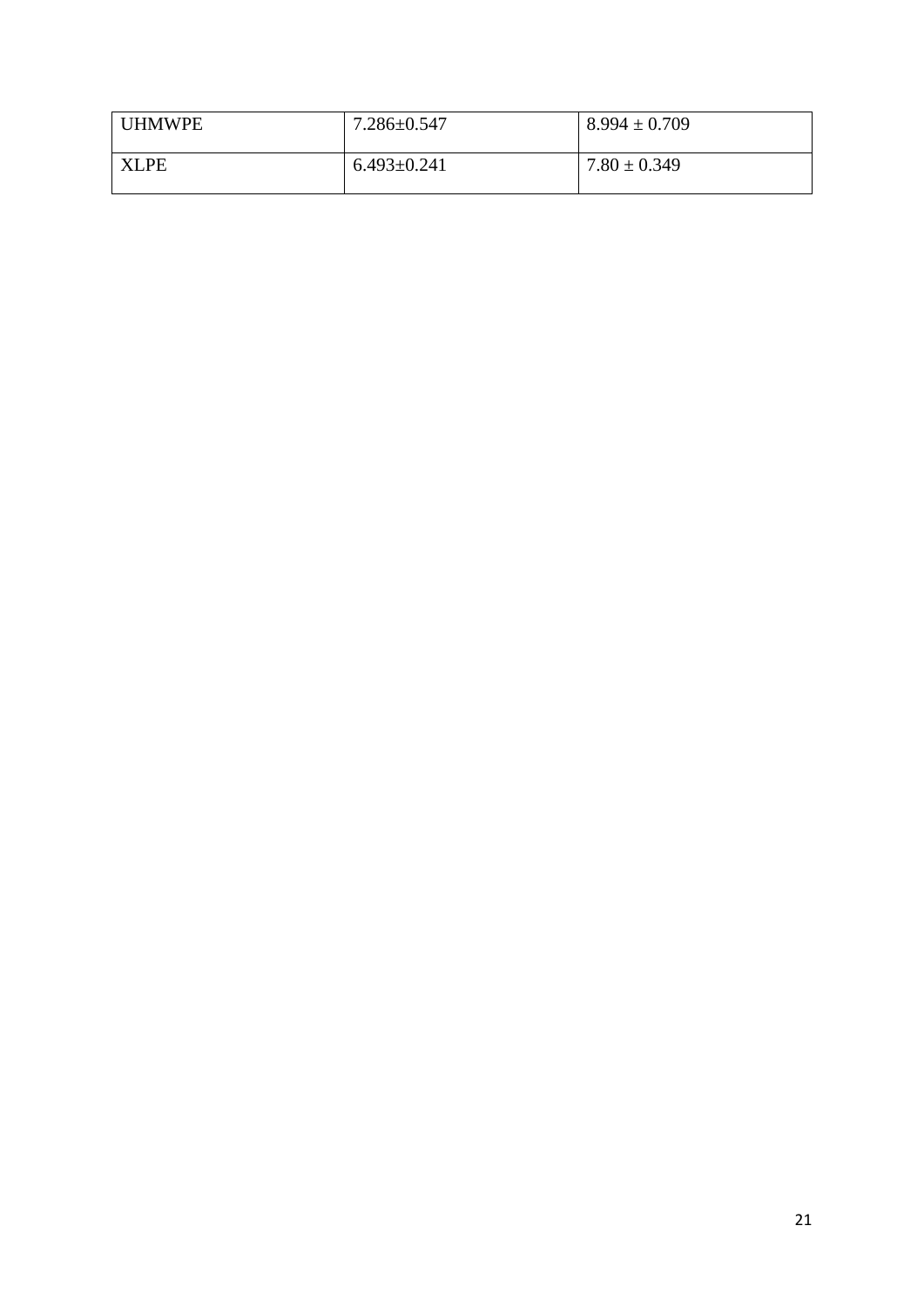| | | |
|---|---|---|
| UHMWPE | 7.286±0.547 | 8.994 ± 0.709 |
| XLPE | 6.493±0.241 | 7.80 ± 0.349 |